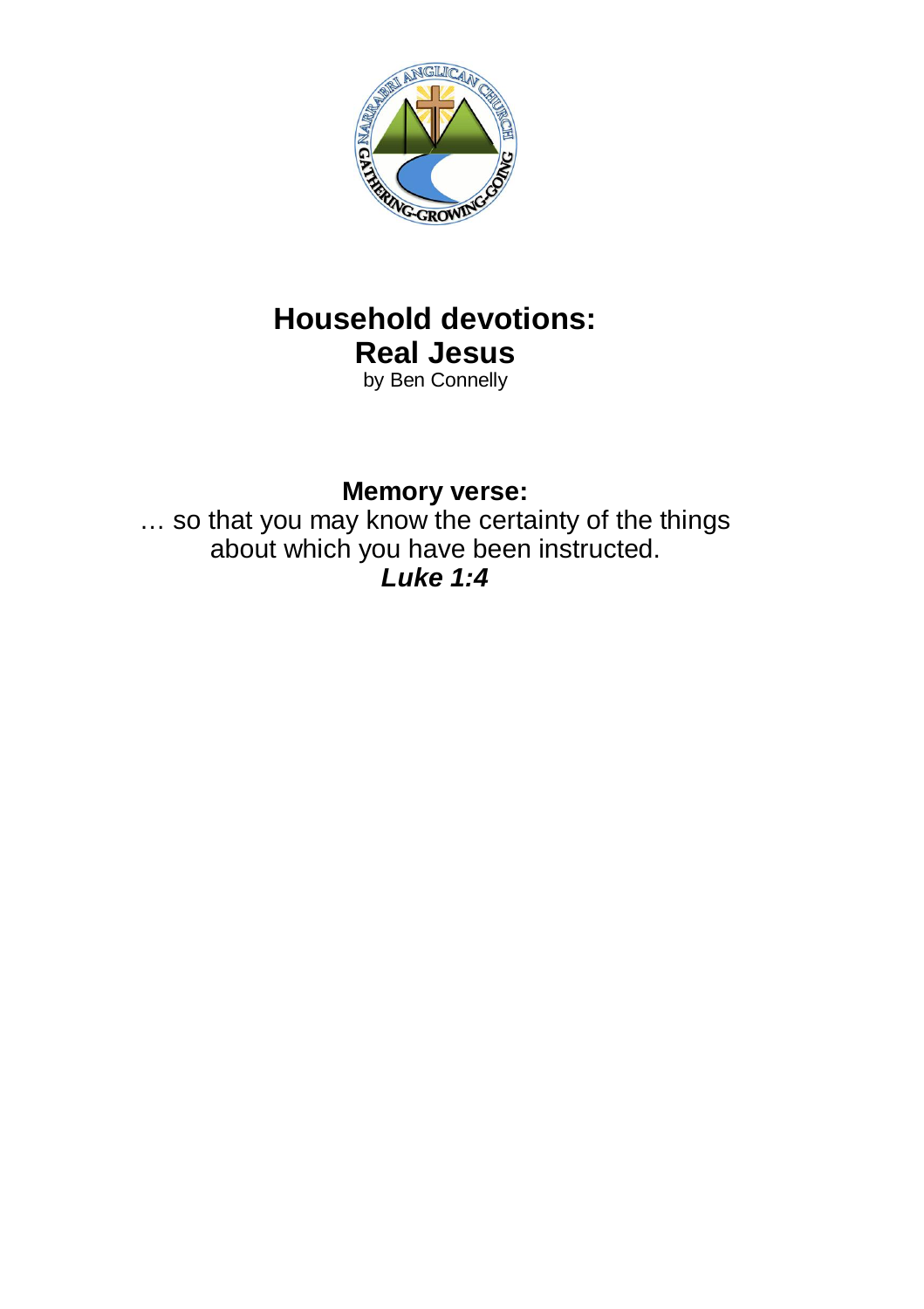# Household devotions: Real Jesus

by Ben Connelly

**Memory verse:**

… so that you may know the certainty of the things about which you have been instructed.

***Luke 1:4***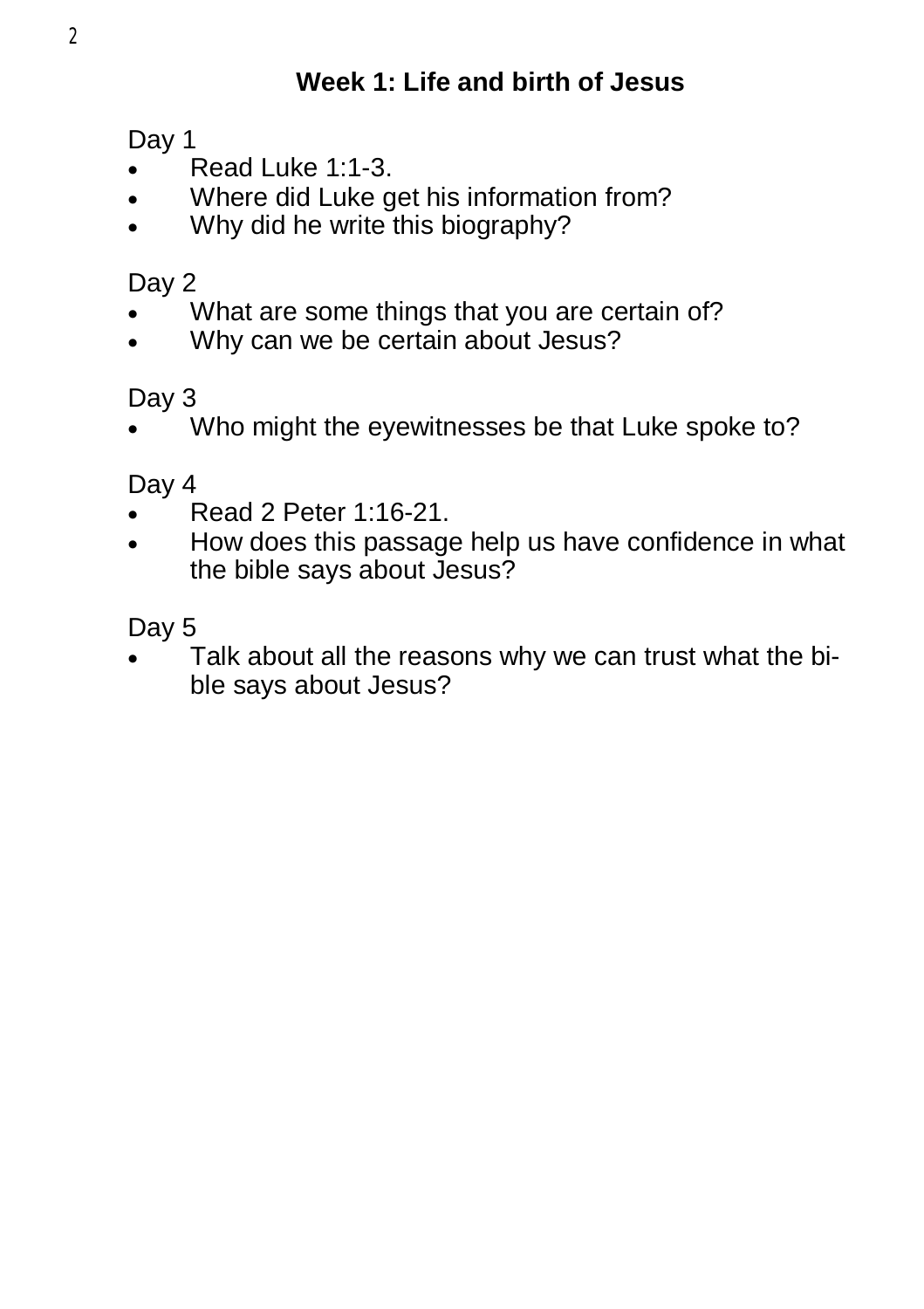## Week 1: Life and birth of Jesus

Day 1

- Read Luke 1:1-3.
- Where did Luke get his information from?
- Why did he write this biography?

Day 2

- What are some things that you are certain of?
- Why can we be certain about Jesus?

Day 3

- Who might the eyewitnesses be that Luke spoke to?

Day 4

- Read 2 Peter 1:16-21.
- How does this passage help us have confidence in what the bible says about Jesus?

Day 5

- Talk about all the reasons why we can trust what the bible says about Jesus?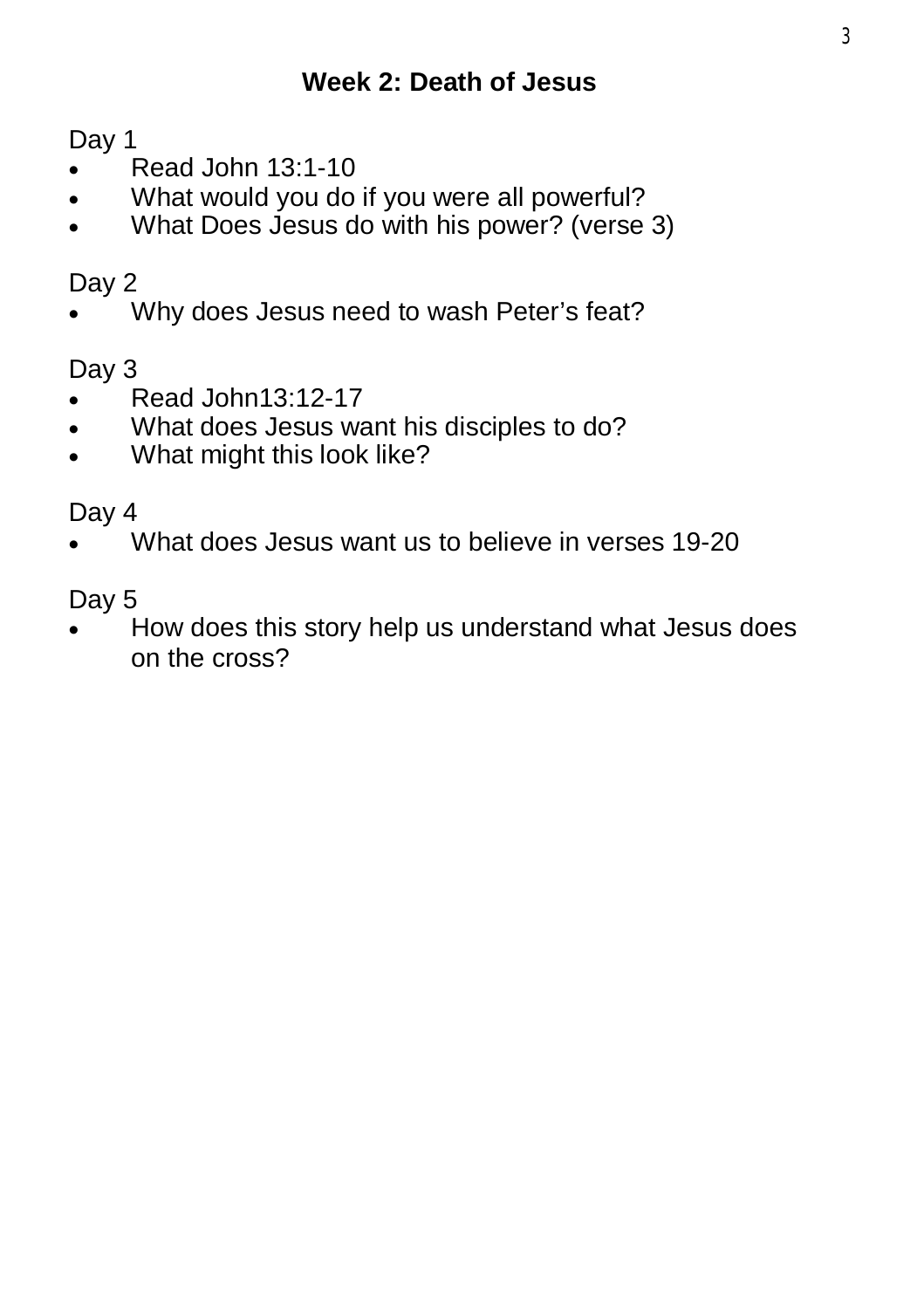## Week 2: Death of Jesus

Day 1

- Read John 13:1-10
- What would you do if you were all powerful?
- What Does Jesus do with his power? (verse 3)

Day 2

- Why does Jesus need to wash Peter's feat?

Day 3

- Read John13:12-17
- What does Jesus want his disciples to do?
- What might this look like?

Day 4

- What does Jesus want us to believe in verses 19-20

Day 5

- How does this story help us understand what Jesus does on the cross?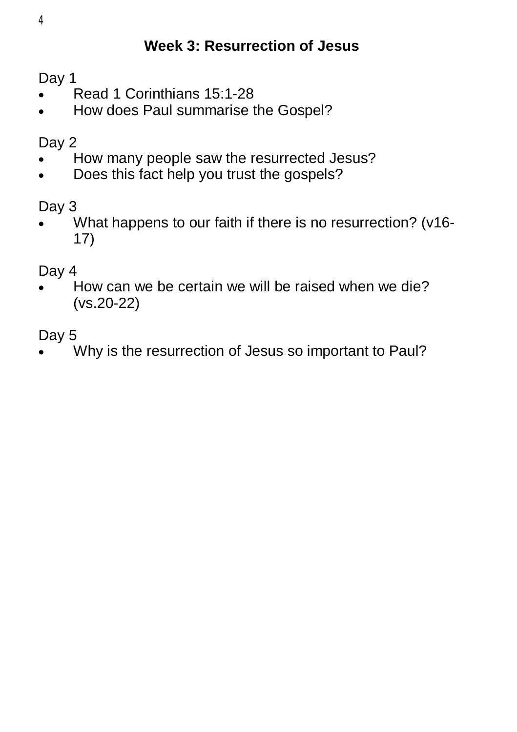## Week 3: Resurrection of Jesus

Day 1

- Read 1 Corinthians 15:1-28
- How does Paul summarise the Gospel?

Day 2

- How many people saw the resurrected Jesus?
- Does this fact help you trust the gospels?

Day 3

- What happens to our faith if there is no resurrection? (v16-17)

Day 4

- How can we be certain we will be raised when we die? (vs.20-22)

Day 5

- Why is the resurrection of Jesus so important to Paul?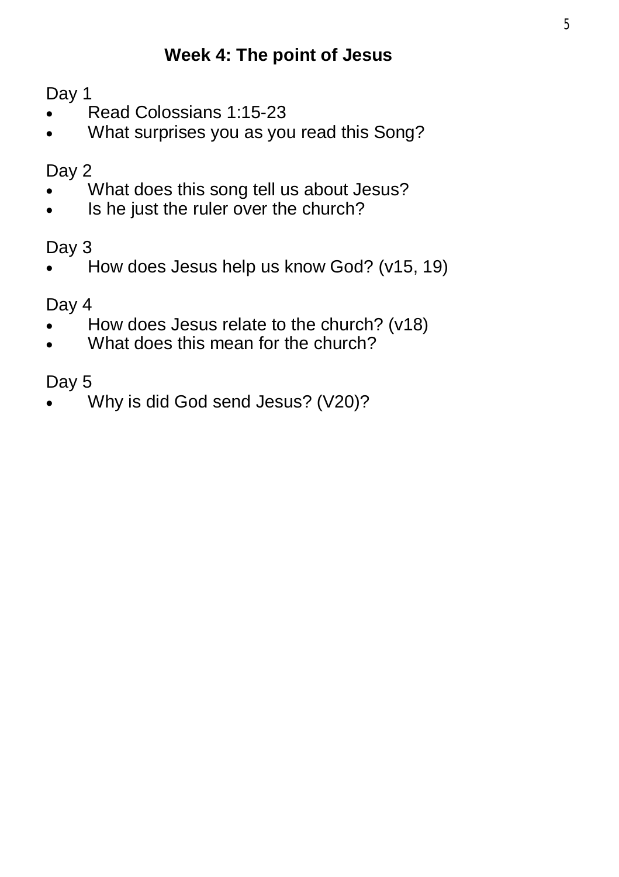## Week 4: The point of Jesus

Day 1

- Read Colossians 1:15-23
- What surprises you as you read this Song?

Day 2

- What does this song tell us about Jesus?
- Is he just the ruler over the church?

Day 3

- How does Jesus help us know God? (v15, 19)

Day 4

- How does Jesus relate to the church? (v18)
- What does this mean for the church?

Day 5

- Why is did God send Jesus? (V20)?